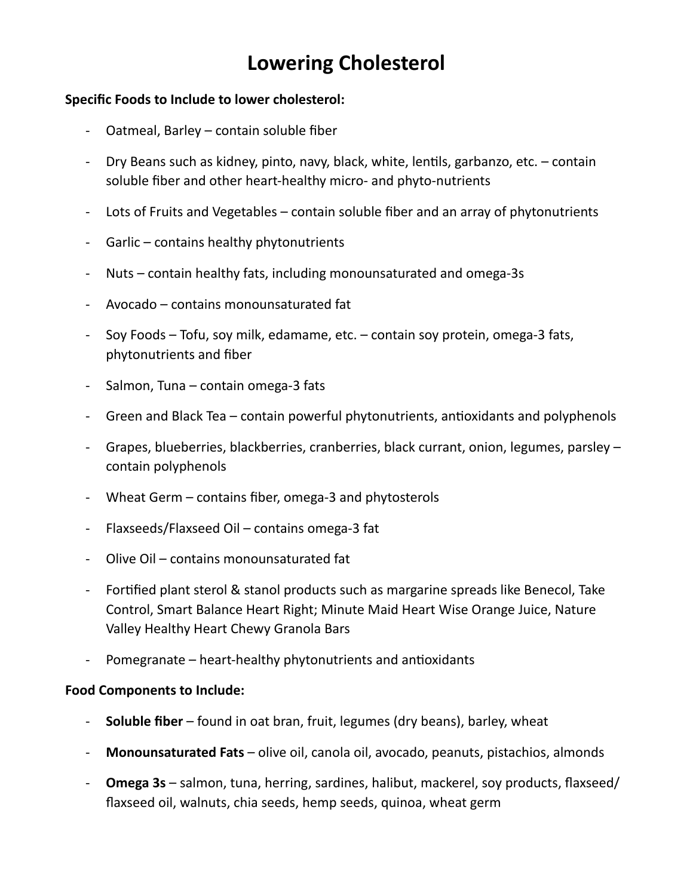# Lowering Cholesterol

**Specific Foods to Include to lower cholesterol:**

- Oatmeal, Barley – contain soluble fiber
- Dry Beans such as kidney, pinto, navy, black, white, lentils, garbanzo, etc. – contain soluble fiber and other heart-healthy micro- and phyto-nutrients
- Lots of Fruits and Vegetables – contain soluble fiber and an array of phytonutrients
- Garlic – contains healthy phytonutrients
- Nuts – contain healthy fats, including monounsaturated and omega-3s
- Avocado – contains monounsaturated fat
- Soy Foods – Tofu, soy milk, edamame, etc. – contain soy protein, omega-3 fats, phytonutrients and fiber
- Salmon, Tuna – contain omega-3 fats
- Green and Black Tea – contain powerful phytonutrients, antioxidants and polyphenols
- Grapes, blueberries, blackberries, cranberries, black currant, onion, legumes, parsley – contain polyphenols
- Wheat Germ – contains fiber, omega-3 and phytosterols
- Flaxseeds/Flaxseed Oil – contains omega-3 fat
- Olive Oil – contains monounsaturated fat
- Fortified plant sterol & stanol products such as margarine spreads like Benecol, Take Control, Smart Balance Heart Right; Minute Maid Heart Wise Orange Juice, Nature Valley Healthy Heart Chewy Granola Bars
- Pomegranate – heart-healthy phytonutrients and antioxidants

**Food Components to Include:**

- **Soluble fiber** – found in oat bran, fruit, legumes (dry beans), barley, wheat
- **Monounsaturated Fats** – olive oil, canola oil, avocado, peanuts, pistachios, almonds
- **Omega 3s** – salmon, tuna, herring, sardines, halibut, mackerel, soy products, flaxseed/ flaxseed oil, walnuts, chia seeds, hemp seeds, quinoa, wheat germ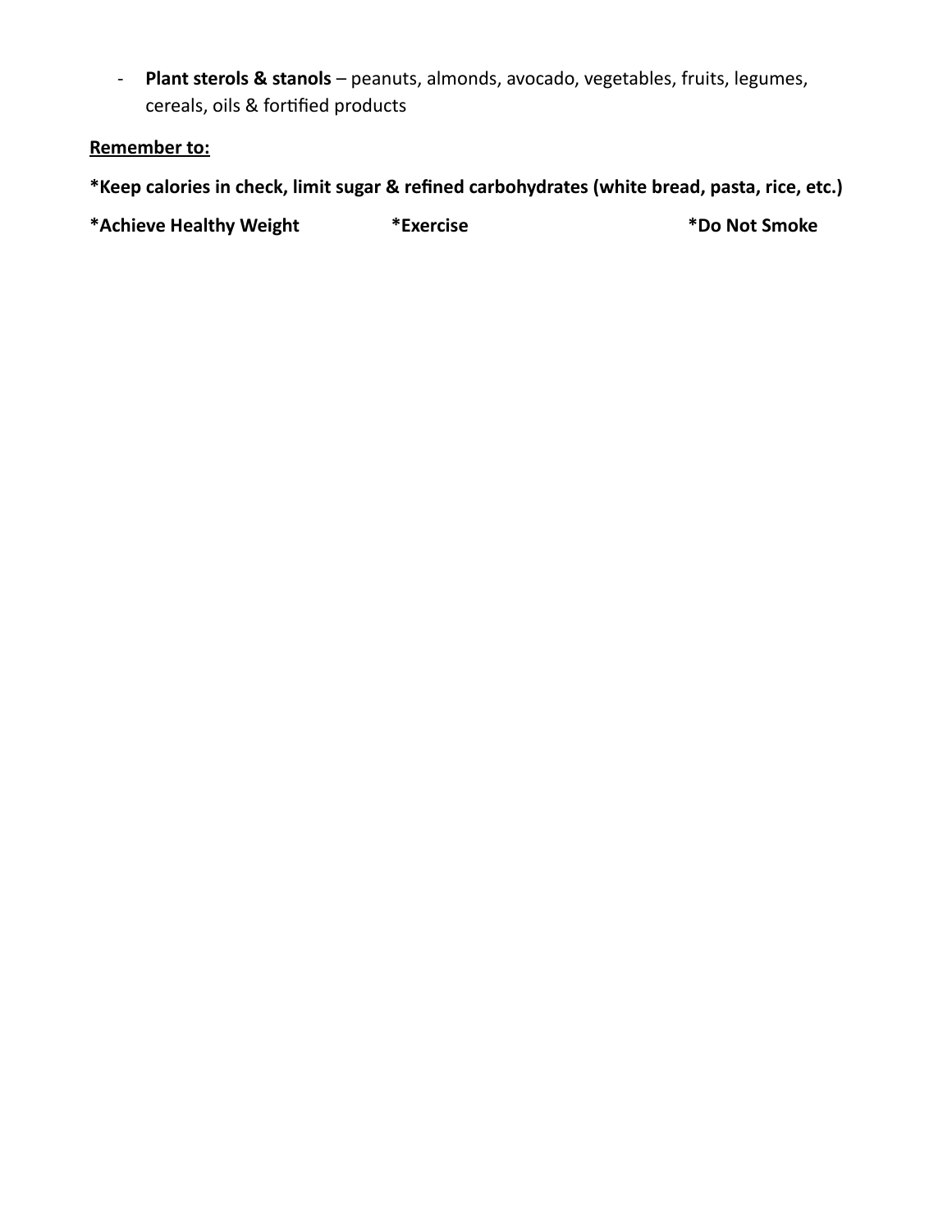- **Plant sterols & stanols** – peanuts, almonds, avocado, vegetables, fruits, legumes, cereals, oils & fortified products

**<u>Remember to:</u>**

**\*Keep calories in check, limit sugar & refined carbohydrates (white bread, pasta, rice, etc.)**

**\*Achieve Healthy Weight** **\*Exercise** **\*Do Not Smoke**